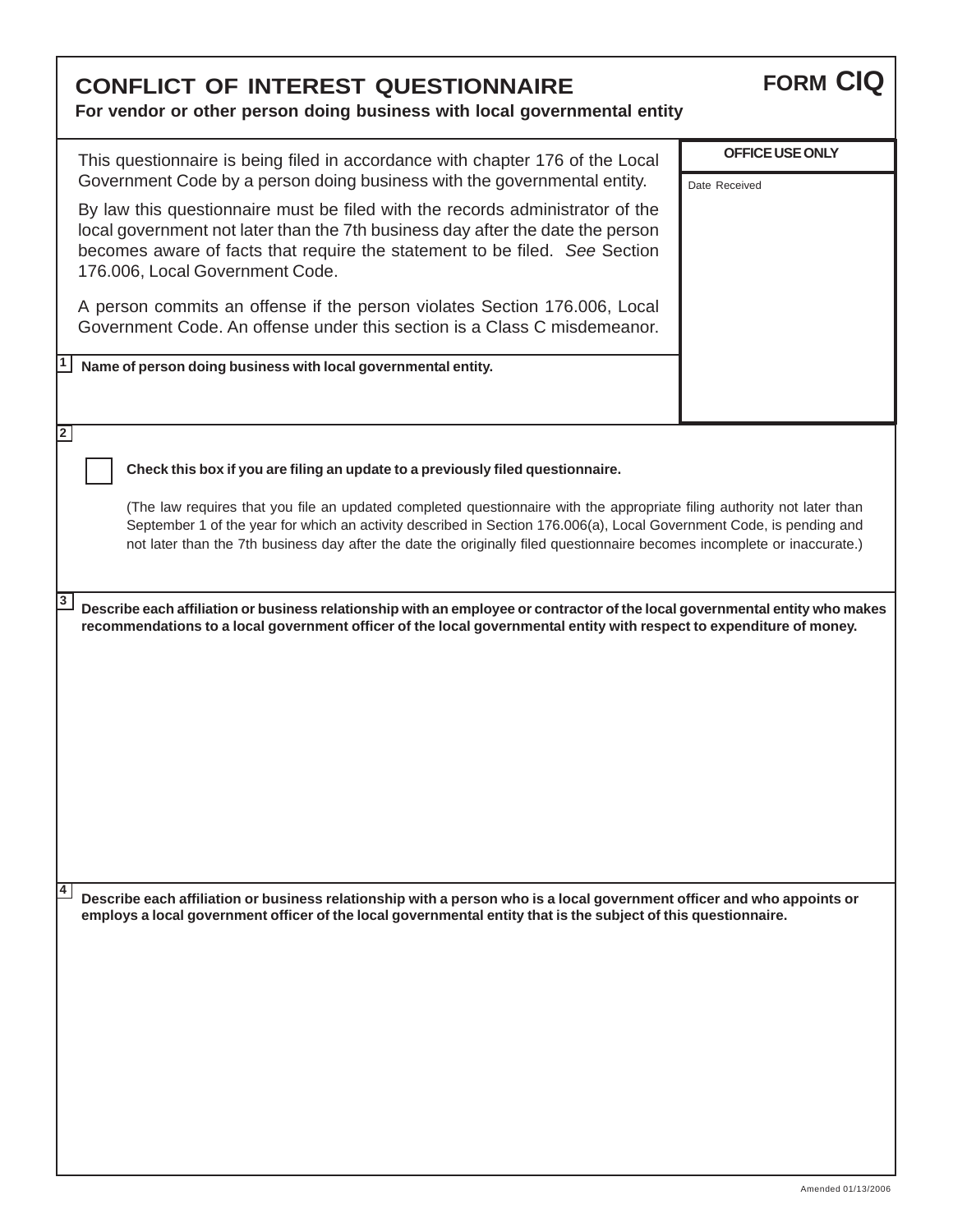# CONFLICT OF INTEREST QUESTIONNAIRE

**FORM CIQ**

**For vendor or other person doing business with local governmental entity**

This questionnaire is being filed in accordance with chapter 176 of the Local Government Code by a person doing business with the governmental entity.

By law this questionnaire must be filed with the records administrator of the local government not later than the 7th business day after the date the person becomes aware of facts that require the statement to be filed. *See* Section 176.006, Local Government Code.

A person commits an offense if the person violates Section 176.006, Local Government Code. An offense under this section is a Class C misdemeanor.

**OFFICE USE ONLY**

Date Received

**1** **Name of person doing business with local governmental entity.**

**2**

☐ **Check this box if you are filing an update to a previously filed questionnaire.**

(The law requires that you file an updated completed questionnaire with the appropriate filing authority not later than September 1 of the year for which an activity described in Section 176.006(a), Local Government Code, is pending and not later than the 7th business day after the date the originally filed questionnaire becomes incomplete or inaccurate.)

**3** **Describe each affiliation or business relationship with an employee or contractor of the local governmental entity who makes recommendations to a local government officer of the local governmental entity with respect to expenditure of money.**

**4** **Describe each affiliation or business relationship with a person who is a local government officer and who appoints or employs a local government officer of the local governmental entity that is the subject of this questionnaire.**

Amended 01/13/2006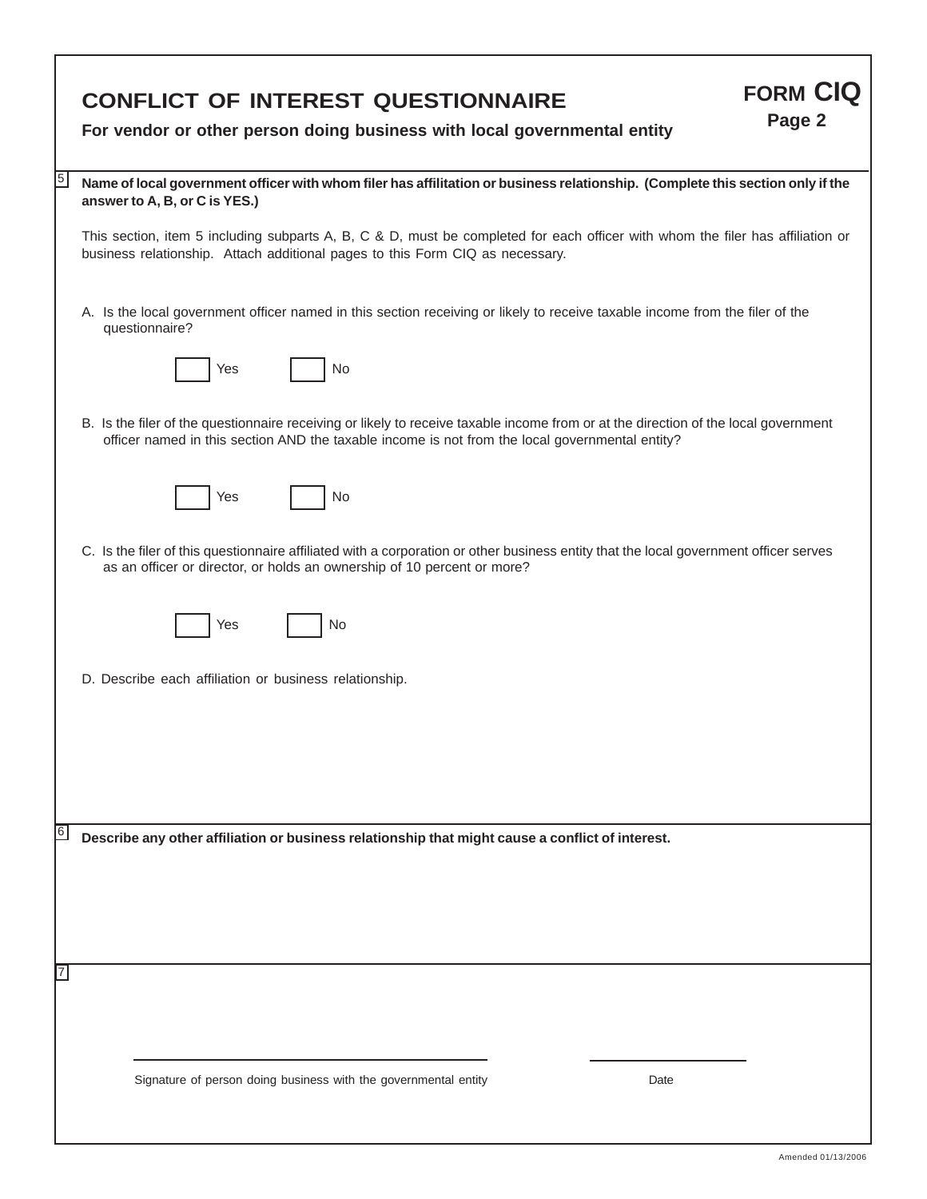# CONFLICT OF INTEREST QUESTIONNAIRE

**For vendor or other person doing business with local governmental entity**

**FORM CIQ**
**Page 2**

5 **Name of local government officer with whom filer has affilitation or business relationship. (Complete this section only if the answer to A, B, or C is YES.)**

This section, item 5 including subparts A, B, C & D, must be completed for each officer with whom the filer has affiliation or business relationship. Attach additional pages to this Form CIQ as necessary.

A. Is the local government officer named in this section receiving or likely to receive taxable income from the filer of the questionnaire?

☐ Yes ☐ No

B. Is the filer of the questionnaire receiving or likely to receive taxable income from or at the direction of the local government officer named in this section AND the taxable income is not from the local governmental entity?

☐ Yes ☐ No

C. Is the filer of this questionnaire affiliated with a corporation or other business entity that the local government officer serves as an officer or director, or holds an ownership of 10 percent or more?

☐ Yes ☐ No

D. Describe each affiliation or business relationship.

6 **Describe any other affiliation or business relationship that might cause a conflict of interest.**

7

Signature of person doing business with the governmental entity

Date

Amended 01/13/2006